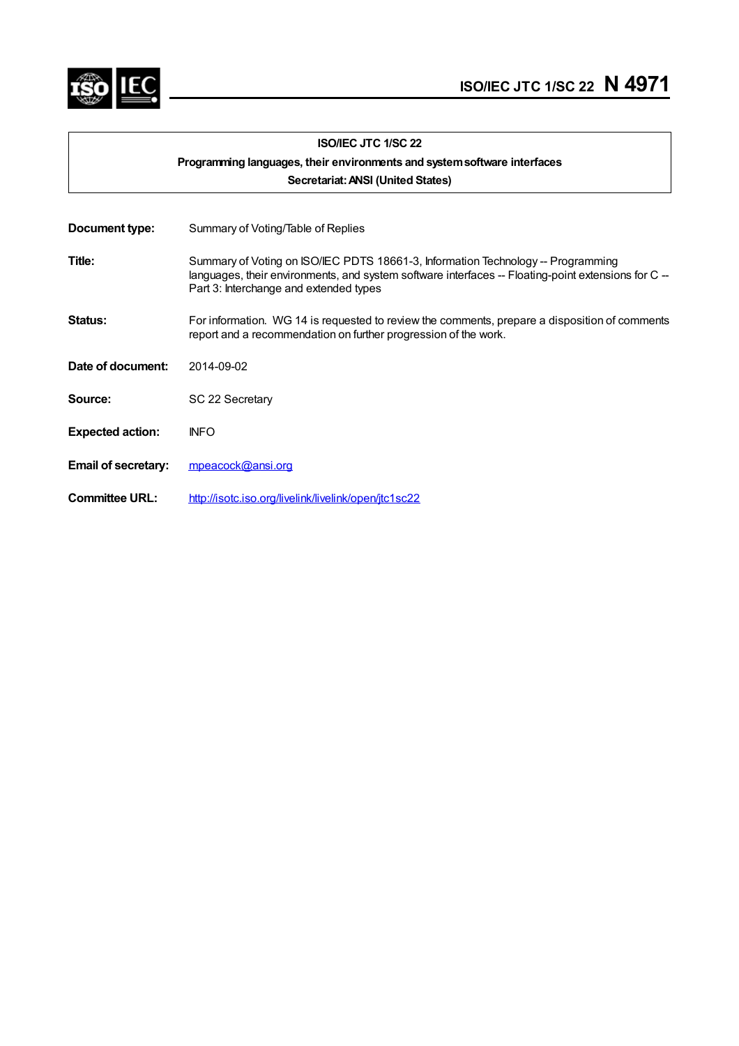# ISO/IEC JTC 1/SC 22 N 4971

**ISO/IEC JTC 1/SC 22**

**Programming languages, their environments and system software interfaces**

**Secretariat: ANSI (United States)**

| | |
|---|---|
| **Document type:** | Summary of Voting/Table of Replies |
| **Title:** | Summary of Voting on ISO/IEC PDTS 18661-3, Information Technology -- Programming languages, their environments, and system software interfaces -- Floating-point extensions for C -- Part 3: Interchange and extended types |
| **Status:** | For information. WG 14 is requested to review the comments, prepare a disposition of comments report and a recommendation on further progression of the work. |
| **Date of document:** | 2014-09-02 |
| **Source:** | SC 22 Secretary |
| **Expected action:** | INFO |
| **Email of secretary:** | mpeacock@ansi.org |
| **Committee URL:** | http://isotc.iso.org/livelink/livelink/open/jtc1sc22 |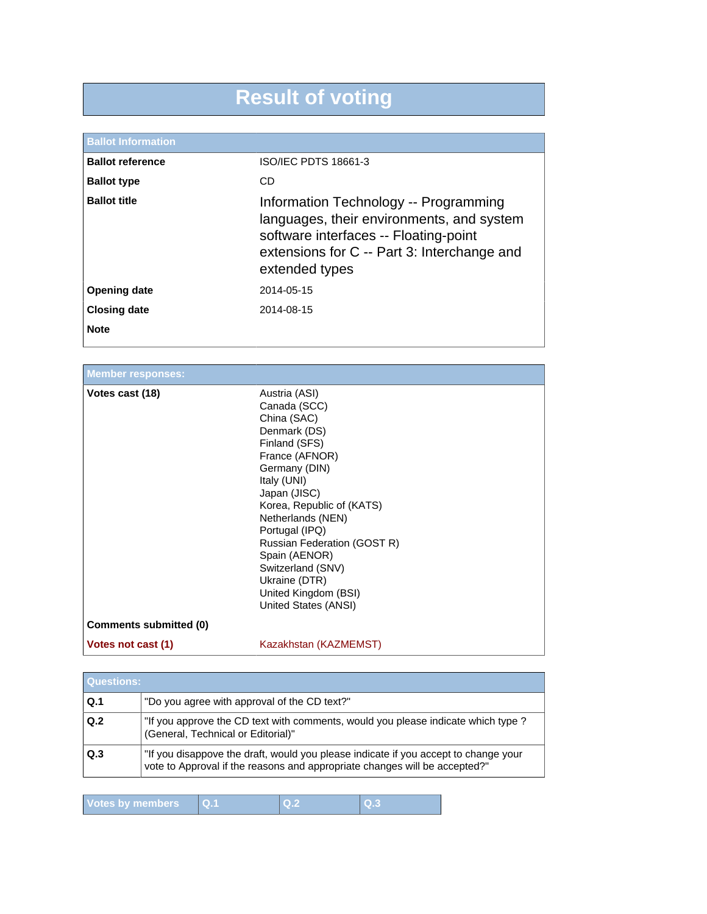# Result of voting

| Ballot Information | |
|---|---|
| **Ballot reference** | ISO/IEC PDTS 18661-3 |
| **Ballot type** | CD |
| **Ballot title** | Information Technology -- Programming languages, their environments, and system software interfaces -- Floating-point extensions for C -- Part 3: Interchange and extended types |
| **Opening date** | 2014-05-15 |
| **Closing date** | 2014-08-15 |
| **Note** | |

| Member responses: | |
|---|---|
| **Votes cast (18)** | Austria (ASI)<br>Canada (SCC)<br>China (SAC)<br>Denmark (DS)<br>Finland (SFS)<br>France (AFNOR)<br>Germany (DIN)<br>Italy (UNI)<br>Japan (JISC)<br>Korea, Republic of (KATS)<br>Netherlands (NEN)<br>Portugal (IPQ)<br>Russian Federation (GOST R)<br>Spain (AENOR)<br>Switzerland (SNV)<br>Ukraine (DTR)<br>United Kingdom (BSI)<br>United States (ANSI) |
| **Comments submitted (0)** | |
| **Votes not cast (1)** | Kazakhstan (KAZMEMST) |

| Questions: | |
|---|---|
| **Q.1** | "Do you agree with approval of the CD text?" |
| **Q.2** | "If you approve the CD text with comments, would you please indicate which type ? (General, Technical or Editorial)" |
| **Q.3** | "If you disappove the draft, would you please indicate if you accept to change your vote to Approval if the reasons and appropriate changes will be accepted?" |

| Votes by members | Q.1 | Q.2 | Q.3 |
|---|---|---|---|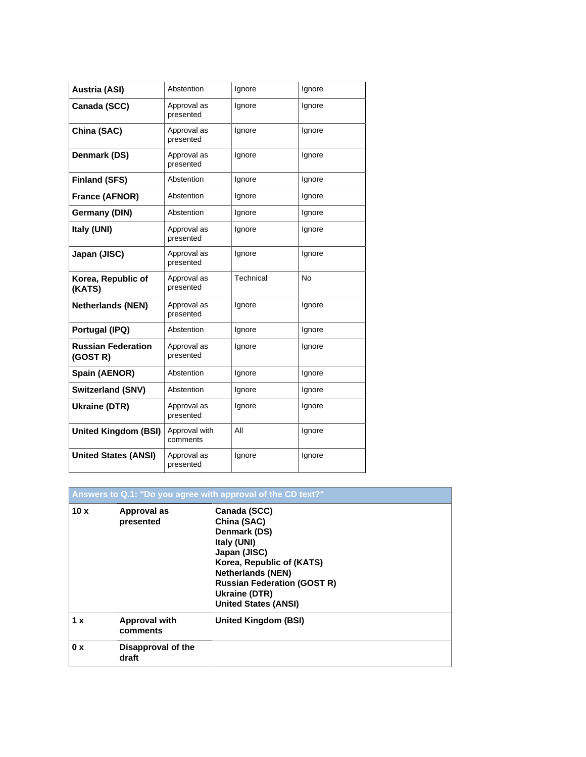| | | | |
|---|---|---|---|
| **Austria (ASI)** | Abstention | Ignore | Ignore |
| **Canada (SCC)** | Approval as presented | Ignore | Ignore |
| **China (SAC)** | Approval as presented | Ignore | Ignore |
| **Denmark (DS)** | Approval as presented | Ignore | Ignore |
| **Finland (SFS)** | Abstention | Ignore | Ignore |
| **France (AFNOR)** | Abstention | Ignore | Ignore |
| **Germany (DIN)** | Abstention | Ignore | Ignore |
| **Italy (UNI)** | Approval as presented | Ignore | Ignore |
| **Japan (JISC)** | Approval as presented | Ignore | Ignore |
| **Korea, Republic of (KATS)** | Approval as presented | Technical | No |
| **Netherlands (NEN)** | Approval as presented | Ignore | Ignore |
| **Portugal (IPQ)** | Abstention | Ignore | Ignore |
| **Russian Federation (GOST R)** | Approval as presented | Ignore | Ignore |
| **Spain (AENOR)** | Abstention | Ignore | Ignore |
| **Switzerland (SNV)** | Abstention | Ignore | Ignore |
| **Ukraine (DTR)** | Approval as presented | Ignore | Ignore |
| **United Kingdom (BSI)** | Approval with comments | All | Ignore |
| **United States (ANSI)** | Approval as presented | Ignore | Ignore |

| Answers to Q.1: "Do you agree with approval of the CD text?" | | |
|---|---|---|
| **10 x** | **Approval as presented** | **Canada (SCC)**<br>**China (SAC)**<br>**Denmark (DS)**<br>**Italy (UNI)**<br>**Japan (JISC)**<br>**Korea, Republic of (KATS)**<br>**Netherlands (NEN)**<br>**Russian Federation (GOST R)**<br>**Ukraine (DTR)**<br>**United States (ANSI)** |
| **1 x** | **Approval with comments** | **United Kingdom (BSI)** |
| **0 x** | **Disapproval of the draft** | |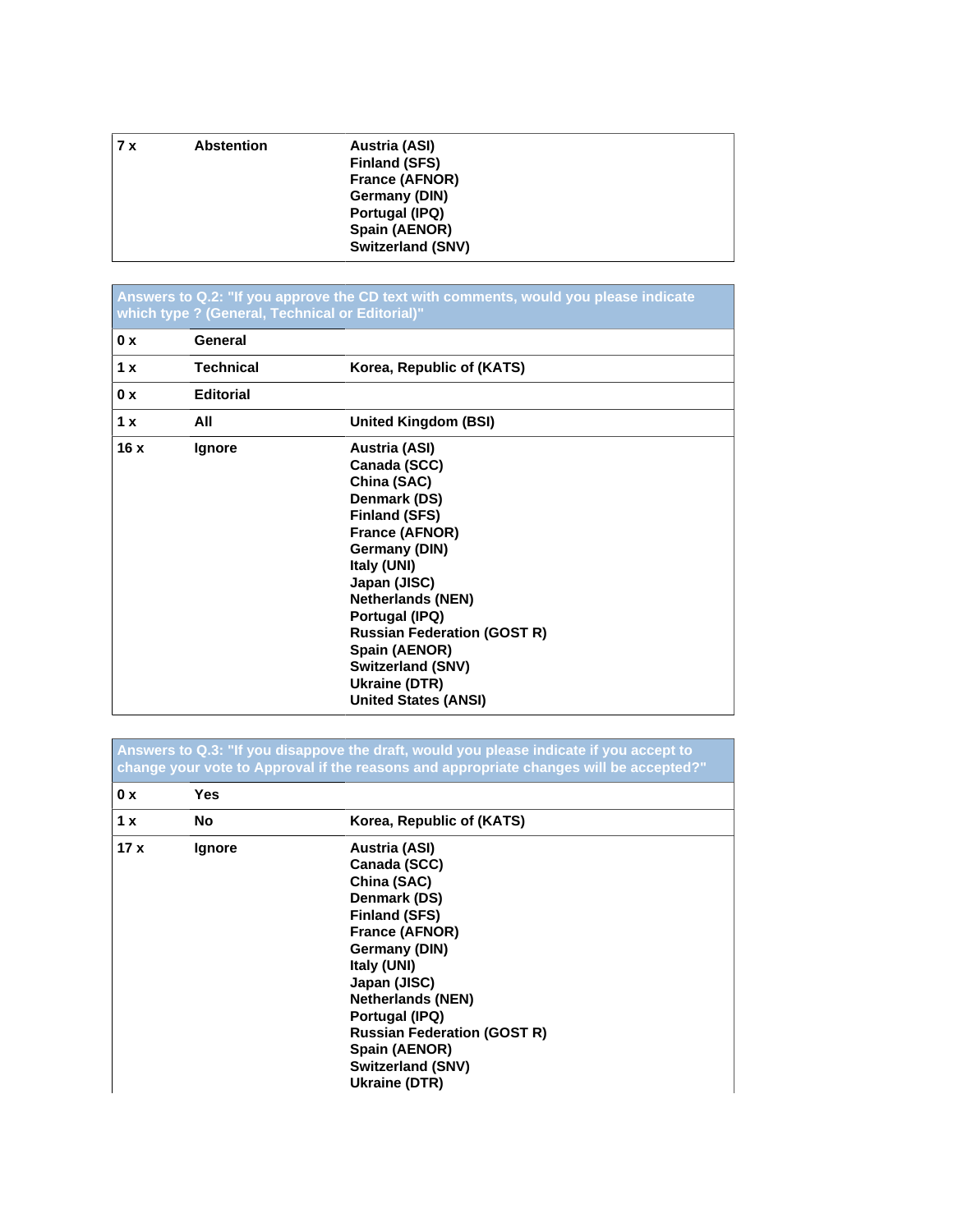| | | |
|---|---|---|
| 7 x | Abstention | Austria (ASI)<br>Finland (SFS)<br>France (AFNOR)<br>Germany (DIN)<br>Portugal (IPQ)<br>Spain (AENOR)<br>Switzerland (SNV) |

| Answers to Q.2: "If you approve the CD text with comments, would you please indicate which type ? (General, Technical or Editorial)" | | |
|---|---|---|
| 0 x | General | |
| 1 x | Technical | Korea, Republic of (KATS) |
| 0 x | Editorial | |
| 1 x | All | United Kingdom (BSI) |
| 16 x | Ignore | Austria (ASI)<br>Canada (SCC)<br>China (SAC)<br>Denmark (DS)<br>Finland (SFS)<br>France (AFNOR)<br>Germany (DIN)<br>Italy (UNI)<br>Japan (JISC)<br>Netherlands (NEN)<br>Portugal (IPQ)<br>Russian Federation (GOST R)<br>Spain (AENOR)<br>Switzerland (SNV)<br>Ukraine (DTR)<br>United States (ANSI) |

| Answers to Q.3: "If you disappove the draft, would you please indicate if you accept to change your vote to Approval if the reasons and appropriate changes will be accepted?" | | |
|---|---|---|
| 0 x | Yes | |
| 1 x | No | Korea, Republic of (KATS) |
| 17 x | Ignore | Austria (ASI)<br>Canada (SCC)<br>China (SAC)<br>Denmark (DS)<br>Finland (SFS)<br>France (AFNOR)<br>Germany (DIN)<br>Italy (UNI)<br>Japan (JISC)<br>Netherlands (NEN)<br>Portugal (IPQ)<br>Russian Federation (GOST R)<br>Spain (AENOR)<br>Switzerland (SNV)<br>Ukraine (DTR) |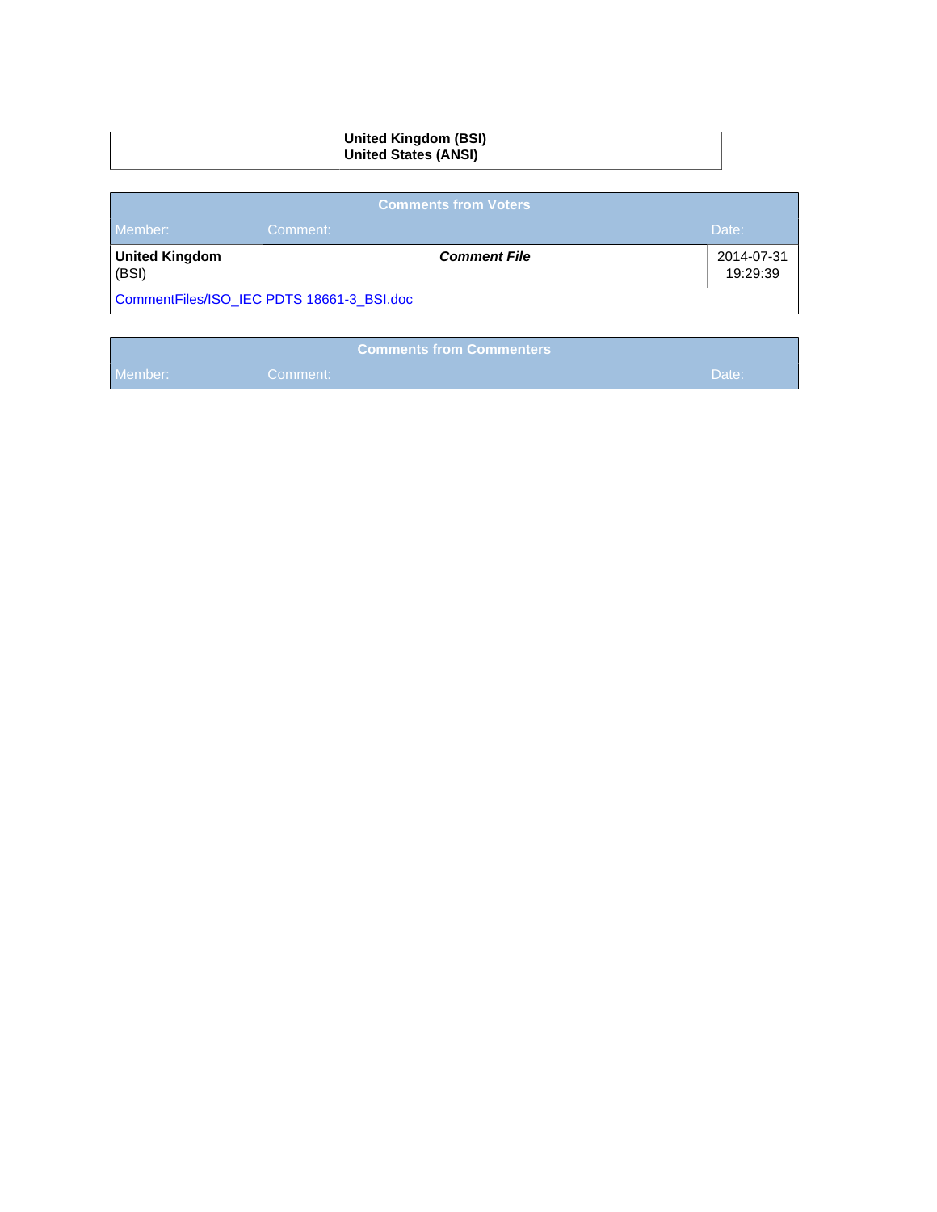| |
|---|
| **United Kingdom (BSI)**<br>**United States (ANSI)** |

| Comments from Voters | | |
|---|---|---|
| Member: | Comment: | Date: |
| **United Kingdom** (BSI) | ***Comment File*** | 2014-07-31 19:29:39 |
| CommentFiles/ISO_IEC PDTS 18661-3_BSI.doc | | |

| Comments from Commenters | | |
|---|---|---|
| Member: | Comment: | Date: |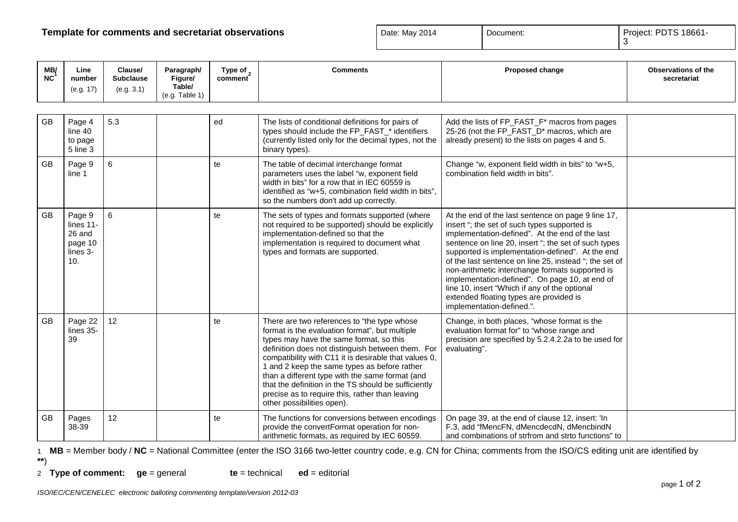**Template for comments and secretariat observations**

| Date: May 2014 | Document: | Project: PDTS 18661-3 |
|---|---|---|

| MB/NC[1] | Line number (e.g. 17) | Clause/ Subclause (e.g. 3.1) | Paragraph/ Figure/ Table/ (e.g. Table 1) | Type of comment[2] | Comments | Proposed change | Observations of the secretariat |
|---|---|---|---|---|---|---|---|
| GB | Page 4 line 40 to page 5 line 3 | 5.3 | | ed | The lists of conditional definitions for pairs of types should include the FP_FAST_* identifiers (currently listed only for the decimal types, not the binary types). | Add the lists of FP_FAST_F* macros from pages 25-26 (not the FP_FAST_D* macros, which are already present) to the lists on pages 4 and 5. | |
| GB | Page 9 line 1 | 6 | | te | The table of decimal interchange format parameters uses the label "w, exponent field width in bits" for a row that in IEC 60559 is identified as "w+5, combination field width in bits", so the numbers don't add up correctly. | Change "w, exponent field width in bits" to "w+5, combination field width in bits". | |
| GB | Page 9 lines 11-26 and page 10 lines 3-10. | 6 | | te | The sets of types and formats supported (where not required to be supported) should be explicitly implementation-defined so that the implementation is required to document what types and formats are supported. | At the end of the last sentence on page 9 line 17, insert "; the set of such types supported is implementation-defined". At the end of the last sentence on line 20, insert "; the set of such types supported is implementation-defined". At the end of the last sentence on line 25, instead "; the set of non-arithmetic interchange formats supported is implementation-defined". On page 10, at end of line 10, insert "Which if any of the optional extended floating types are provided is implementation-defined.". | |
| GB | Page 22 lines 35-39 | 12 | | te | There are two references to "the type whose format is the evaluation format", but multiple types may have the same format, so this definition does not distinguish between them. For compatibility with C11 it is desirable that values 0, 1 and 2 keep the same types as before rather than a different type with the same format (and that the definition in the TS should be sufficiently precise as to require this, rather than leaving other possibilities open). | Change, in both places, "whose format is the evaluation format for" to "whose range and precision are specified by 5.2.4.2.2a to be used for evaluating". | |
| GB | Pages 38-39 | 12 | | te | The functions for conversions between encodings provide the convertFormat operation for non-arithmetic formats, as required by IEC 60559. | On page 39, at the end of clause 12, insert: 'In F.3, add "fMencFN, dMencdecdN, dMencbindN and combinations of strfrom and strto functions" to | |

1 **MB** = Member body / **NC** = National Committee (enter the ISO 3166 two-letter country code, e.g. CN for China; comments from the ISO/CS editing unit are identified by **)

2 **Type of comment:** **ge** = general **te** = technical **ed** = editorial

*ISO/IEC/CEN/CENELEC electronic balloting commenting template/version 2012-03*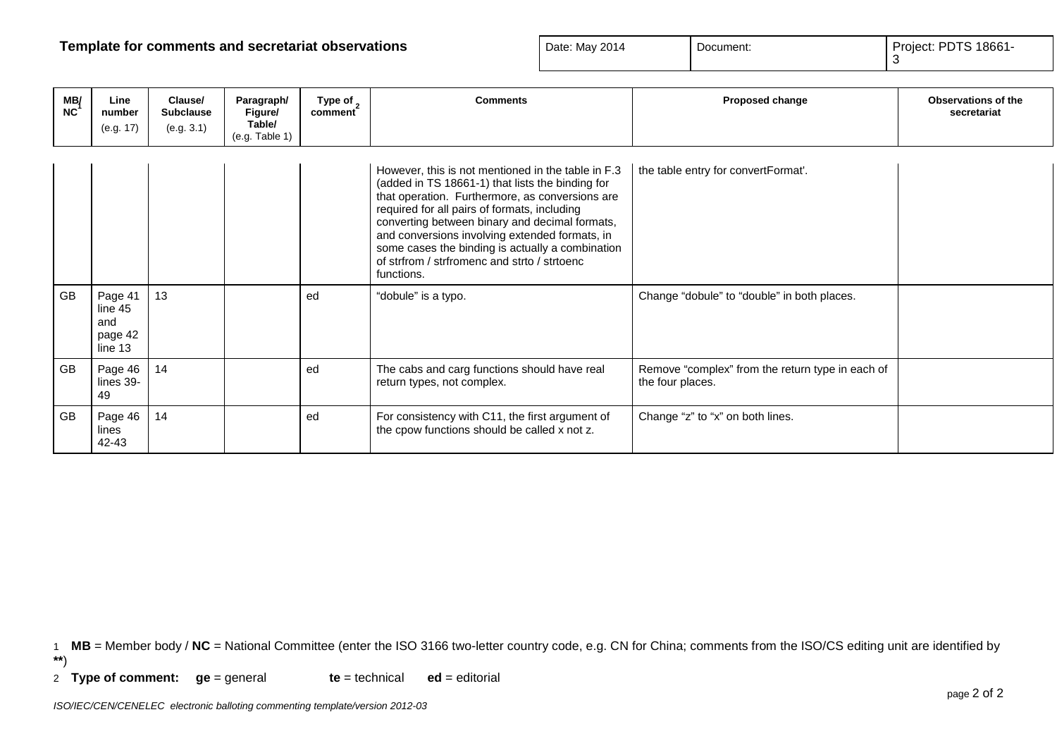# Template for comments and secretariat observations

| Date: May 2014 | Document: | Project: PDTS 18661-3 |
|---|---|---|

| MB/NC[1] | Line number (e.g. 17) | Clause/ Subclause (e.g. 3.1) | Paragraph/ Figure/ Table/ (e.g. Table 1) | Type of comment[2] | Comments | Proposed change | Observations of the secretariat |
|---|---|---|---|---|---|---|---|
| | | | | | However, this is not mentioned in the table in F.3 (added in TS 18661-1) that lists the binding for that operation. Furthermore, as conversions are required for all pairs of formats, including converting between binary and decimal formats, and conversions involving extended formats, in some cases the binding is actually a combination of strfrom / strfromenc and strto / strtoenc functions. | the table entry for convertFormat'. | |
| GB | Page 41 line 45 and page 42 line 13 | 13 | | ed | “dobule” is a typo. | Change “dobule” to “double” in both places. | |
| GB | Page 46 lines 39-49 | 14 | | ed | The cabs and carg functions should have real return types, not complex. | Remove “complex” from the return type in each of the four places. | |
| GB | Page 46 lines 42-43 | 14 | | ed | For consistency with C11, the first argument of the cpow functions should be called x not z. | Change “z” to “x” on both lines. | |

1 **MB** = Member body / **NC** = National Committee (enter the ISO 3166 two-letter country code, e.g. CN for China; comments from the ISO/CS editing unit are identified by **)

2 **Type of comment:** **ge** = general **te** = technical **ed** = editorial

*ISO/IEC/CEN/CENELEC electronic balloting commenting template/version 2012-03*